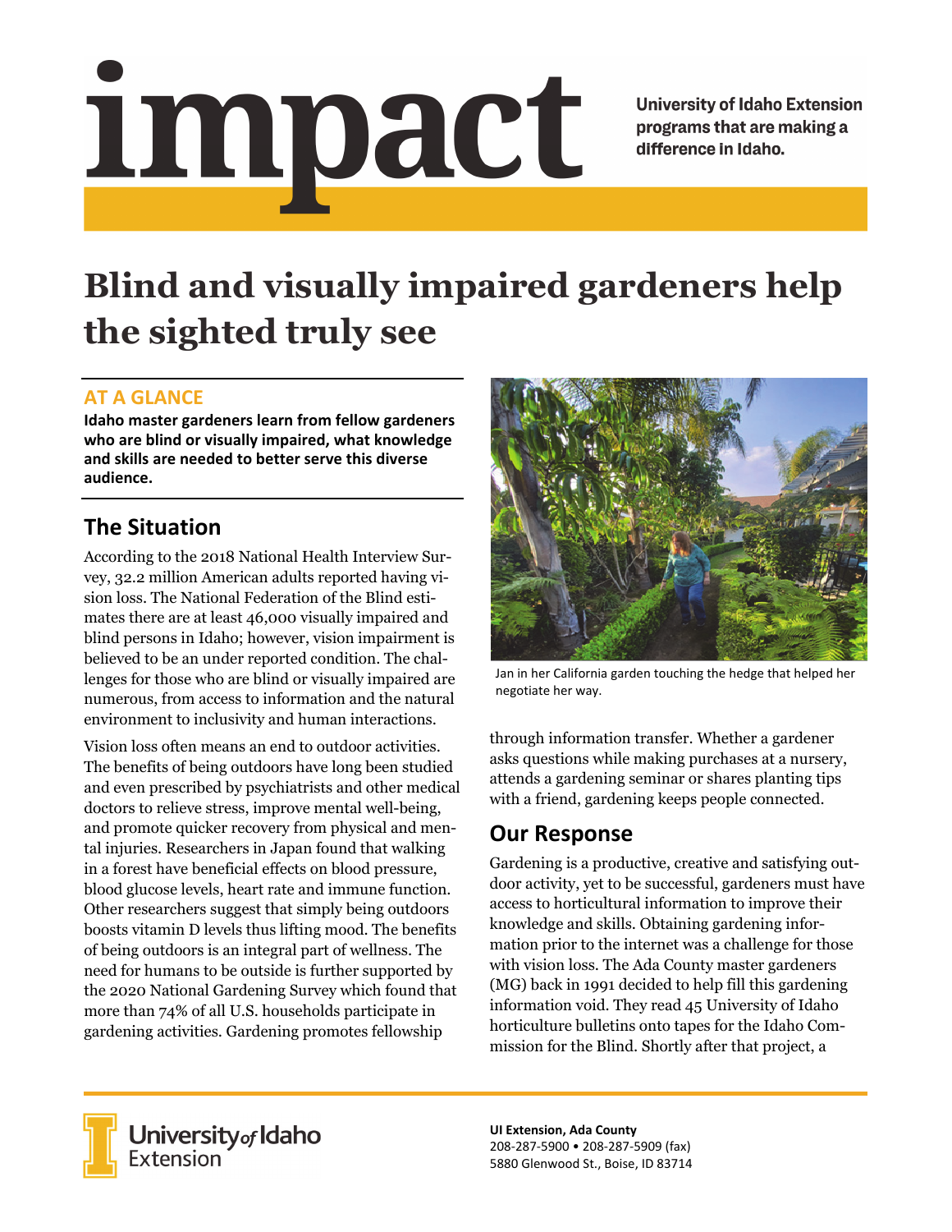# impact

University of Idaho Extension programs that are making a difference in Idaho.

# Blind and visually impaired gardeners help the sighted truly see

## AT A GLANCE

**Idaho master gardeners learn from fellow gardeners who are blind or visually impaired, what knowledge and skills are needed to better serve this diverse audience.**

## The Situation

According to the 2018 National Health Interview Survey, 32.2 million American adults reported having vision loss. The National Federation of the Blind estimates there are at least 46,000 visually impaired and blind persons in Idaho; however, vision impairment is believed to be an under reported condition. The challenges for those who are blind or visually impaired are numerous, from access to information and the natural environment to inclusivity and human interactions.

Vision loss often means an end to outdoor activities. The benefits of being outdoors have long been studied and even prescribed by psychiatrists and other medical doctors to relieve stress, improve mental well-being, and promote quicker recovery from physical and mental injuries. Researchers in Japan found that walking in a forest have beneficial effects on blood pressure, blood glucose levels, heart rate and immune function. Other researchers suggest that simply being outdoors boosts vitamin D levels thus lifting mood. The benefits of being outdoors is an integral part of wellness. The need for humans to be outside is further supported by the 2020 National Gardening Survey which found that more than 74% of all U.S. households participate in gardening activities. Gardening promotes fellowship through information transfer. Whether a gardener asks questions while making purchases at a nursery, attends a gardening seminar or shares planting tips with a friend, gardening keeps people connected.

Jan in her California garden touching the hedge that helped her negotiate her way.

## Our Response

Gardening is a productive, creative and satisfying outdoor activity, yet to be successful, gardeners must have access to horticultural information to improve their knowledge and skills. Obtaining gardening information prior to the internet was a challenge for those with vision loss. The Ada County master gardeners (MG) back in 1991 decided to help fill this gardening information void. They read 45 University of Idaho horticulture bulletins onto tapes for the Idaho Commission for the Blind. Shortly after that project, a

University of Idaho Extension

**UI Extension, Ada County**
208-287-5900 • 208-287-5909 (fax)
5880 Glenwood St., Boise, ID 83714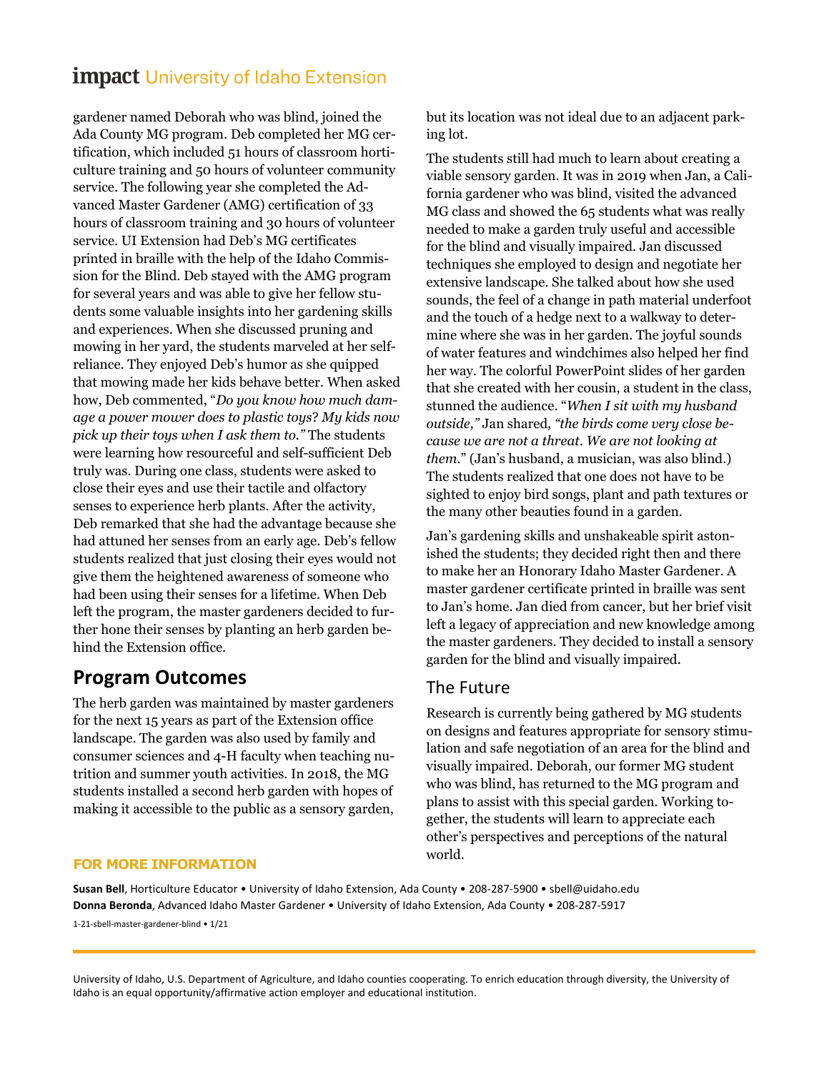gardener named Deborah who was blind, joined the Ada County MG program. Deb completed her MG certification, which included 51 hours of classroom horticulture training and 50 hours of volunteer community service. The following year she completed the Advanced Master Gardener (AMG) certification of 33 hours of classroom training and 30 hours of volunteer service. UI Extension had Deb's MG certificates printed in braille with the help of the Idaho Commission for the Blind. Deb stayed with the AMG program for several years and was able to give her fellow students some valuable insights into her gardening skills and experiences. When she discussed pruning and mowing in her yard, the students marveled at her self-reliance. They enjoyed Deb's humor as she quipped that mowing made her kids behave better. When asked how, Deb commented, "*Do you know how much damage a power mower does to plastic toys*? *My kids now pick up their toys when I ask them to."* The students were learning how resourceful and self-sufficient Deb truly was. During one class, students were asked to close their eyes and use their tactile and olfactory senses to experience herb plants. After the activity, Deb remarked that she had the advantage because she had attuned her senses from an early age. Deb's fellow students realized that just closing their eyes would not give them the heightened awareness of someone who had been using their senses for a lifetime. When Deb left the program, the master gardeners decided to further hone their senses by planting an herb garden behind the Extension office.

## Program Outcomes

The herb garden was maintained by master gardeners for the next 15 years as part of the Extension office landscape. The garden was also used by family and consumer sciences and 4-H faculty when teaching nutrition and summer youth activities. In 2018, the MG students installed a second herb garden with hopes of making it accessible to the public as a sensory garden, but its location was not ideal due to an adjacent parking lot.

The students still had much to learn about creating a viable sensory garden. It was in 2019 when Jan, a California gardener who was blind, visited the advanced MG class and showed the 65 students what was really needed to make a garden truly useful and accessible for the blind and visually impaired. Jan discussed techniques she employed to design and negotiate her extensive landscape. She talked about how she used sounds, the feel of a change in path material underfoot and the touch of a hedge next to a walkway to determine where she was in her garden. The joyful sounds of water features and windchimes also helped her find her way. The colorful PowerPoint slides of her garden that she created with her cousin, a student in the class, stunned the audience. "*When I sit with my husband outside,"* Jan shared*, "the birds come very close because we are not a threat. We are not looking at them*." (Jan's husband, a musician, was also blind.) The students realized that one does not have to be sighted to enjoy bird songs, plant and path textures or the many other beauties found in a garden.

Jan's gardening skills and unshakeable spirit astonished the students; they decided right then and there to make her an Honorary Idaho Master Gardener. A master gardener certificate printed in braille was sent to Jan's home. Jan died from cancer, but her brief visit left a legacy of appreciation and new knowledge among the master gardeners. They decided to install a sensory garden for the blind and visually impaired.

### The Future

Research is currently being gathered by MG students on designs and features appropriate for sensory stimulation and safe negotiation of an area for the blind and visually impaired. Deborah, our former MG student who was blind, has returned to the MG program and plans to assist with this special garden. Working together, the students will learn to appreciate each other's perspectives and perceptions of the natural world.

**FOR MORE INFORMATION**

**Susan Bell**, Horticulture Educator • University of Idaho Extension, Ada County • 208-287-5900 • sbell@uidaho.edu
**Donna Beronda**, Advanced Idaho Master Gardener • University of Idaho Extension, Ada County • 208-287-5917

1-21-sbell-master-gardener-blind • 1/21

University of Idaho, U.S. Department of Agriculture, and Idaho counties cooperating. To enrich education through diversity, the University of Idaho is an equal opportunity/affirmative action employer and educational institution.